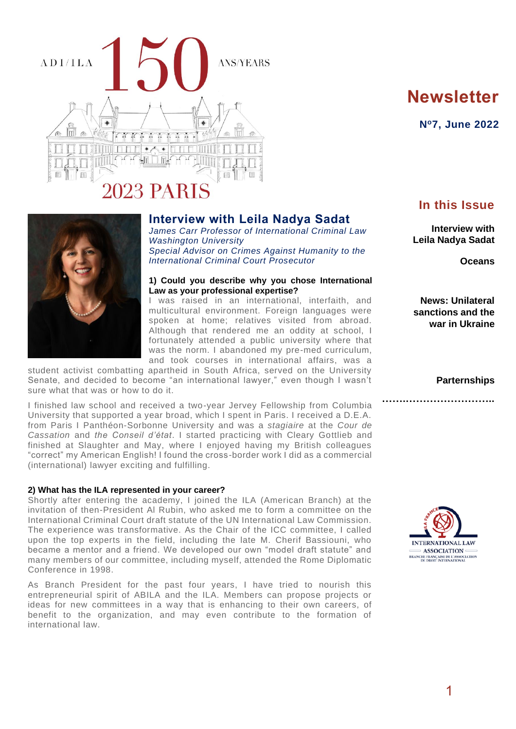ADI/ILA 150 ANS/YEARS

2023 PARIS

# Newsletter

**Nº7, June 2022**

## In this Issue

**Interview with Leila Nadya Sadat**

**Oceans**

**News: Unilateral sanctions and the war in Ukraine**

**Parternships**

## Interview with Leila Nadya Sadat

*James Carr Professor of International Criminal Law*
*Washington University*
*Special Advisor on Crimes Against Humanity to the International Criminal Court Prosecutor*

**1) Could you describe why you chose International Law as your professional expertise?**

I was raised in an international, interfaith, and multicultural environment. Foreign languages were spoken at home; relatives visited from abroad. Although that rendered me an oddity at school, I fortunately attended a public university where that was the norm. I abandoned my pre-med curriculum, and took courses in international affairs, was a student activist combatting apartheid in South Africa, served on the University Senate, and decided to become "an international lawyer," even though I wasn't sure what that was or how to do it.

I finished law school and received a two-year Jervey Fellowship from Columbia University that supported a year broad, which I spent in Paris. I received a D.E.A. from Paris I Panthéon-Sorbonne University and was a *stagiaire* at the *Cour de Cassation* and *the Conseil d'état*. I started practicing with Cleary Gottlieb and finished at Slaughter and May, where I enjoyed having my British colleagues "correct" my American English! I found the cross-border work I did as a commercial (international) lawyer exciting and fulfilling.

**2) What has the ILA represented in your career?**

Shortly after entering the academy, I joined the ILA (American Branch) at the invitation of then-President Al Rubin, who asked me to form a committee on the International Criminal Court draft statute of the UN International Law Commission. The experience was transformative. As the Chair of the ICC committee, I called upon the top experts in the field, including the late M. Cherif Bassiouni, who became a mentor and a friend. We developed our own "model draft statute" and many members of our committee, including myself, attended the Rome Diplomatic Conference in 1998.

As Branch President for the past four years, I have tried to nourish this entrepreneurial spirit of ABILA and the ILA. Members can propose projects or ideas for new committees in a way that is enhancing to their own careers, of benefit to the organization, and may even contribute to the formation of international law.

INTERNATIONAL LAW ASSOCIATION
BRANCHE FRANÇAISE DE L'ASSOCIATION DE DROIT INTERNATIONAL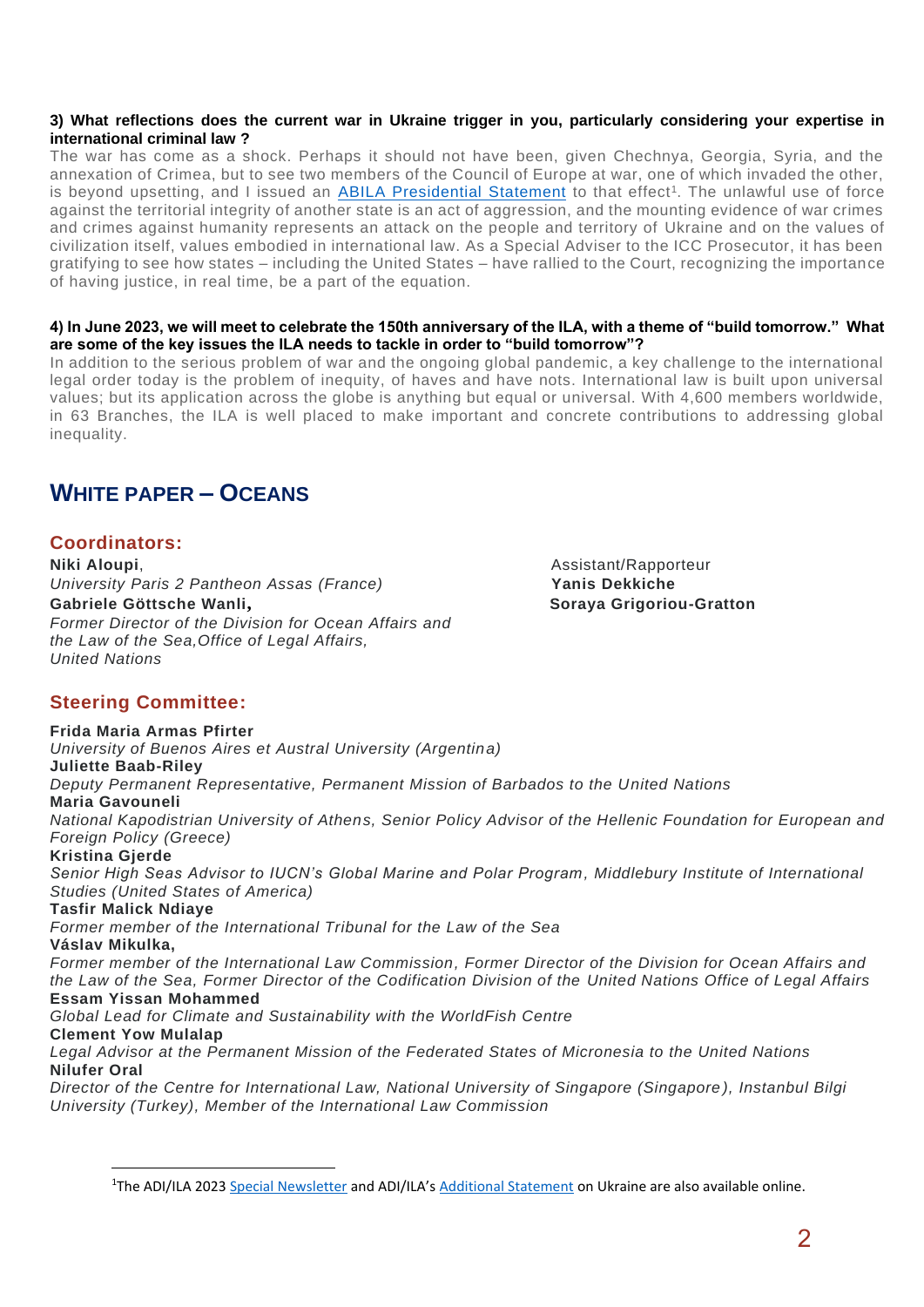**3) What reflections does the current war in Ukraine trigger in you, particularly considering your expertise in international criminal law ?**

The war has come as a shock. Perhaps it should not have been, given Chechnya, Georgia, Syria, and the annexation of Crimea, but to see two members of the Council of Europe at war, one of which invaded the other, is beyond upsetting, and I issued an ABILA Presidential Statement to that effect[1]. The unlawful use of force against the territorial integrity of another state is an act of aggression, and the mounting evidence of war crimes and crimes against humanity represents an attack on the people and territory of Ukraine and on the values of civilization itself, values embodied in international law. As a Special Adviser to the ICC Prosecutor, it has been gratifying to see how states – including the United States – have rallied to the Court, recognizing the importance of having justice, in real time, be a part of the equation.

**4) In June 2023, we will meet to celebrate the 150th anniversary of the ILA, with a theme of "build tomorrow." What are some of the key issues the ILA needs to tackle in order to "build tomorrow"?**

In addition to the serious problem of war and the ongoing global pandemic, a key challenge to the international legal order today is the problem of inequity, of haves and have nots. International law is built upon universal values; but its application across the globe is anything but equal or universal. With 4,600 members worldwide, in 63 Branches, the ILA is well placed to make important and concrete contributions to addressing global inequality.

## WHITE PAPER – OCEANS

### Coordinators:

**Niki Aloupi**,
*University Paris 2 Pantheon Assas (France)*

**Gabriele Göttsche Wanli,**
*Former Director of the Division for Ocean Affairs and the Law of the Sea, Office of Legal Affairs, United Nations*

Assistant/Rapporteur
**Yanis Dekkiche**
**Soraya Grigoriou-Gratton**

### Steering Committee:

**Frida Maria Armas Pfirter**
*University of Buenos Aires et Austral University (Argentina)*

**Juliette Baab-Riley**
*Deputy Permanent Representative, Permanent Mission of Barbados to the United Nations*

**Maria Gavouneli**
*National Kapodistrian University of Athens, Senior Policy Advisor of the Hellenic Foundation for European and Foreign Policy (Greece)*

**Kristina Gjerde**
*Senior High Seas Advisor to IUCN's Global Marine and Polar Program, Middlebury Institute of International Studies (United States of America)*

**Tasfir Malick Ndiaye**
*Former member of the International Tribunal for the Law of the Sea*

**Vâslav Mikulka,**
*Former member of the International Law Commission, Former Director of the Division for Ocean Affairs and the Law of the Sea, Former Director of the Codification Division of the United Nations Office of Legal Affairs*

**Essam Yissan Mohammed**
*Global Lead for Climate and Sustainability with the WorldFish Centre*

**Clement Yow Mulalap**
*Legal Advisor at the Permanent Mission of the Federated States of Micronesia to the United Nations*

**Nilufer Oral**
*Director of the Centre for International Law, National University of Singapore (Singapore), Instanbul Bilgi University (Turkey), Member of the International Law Commission*

---

[1] The ADI/ILA 2023 Special Newsletter and ADI/ILA's Additional Statement on Ukraine are also available online.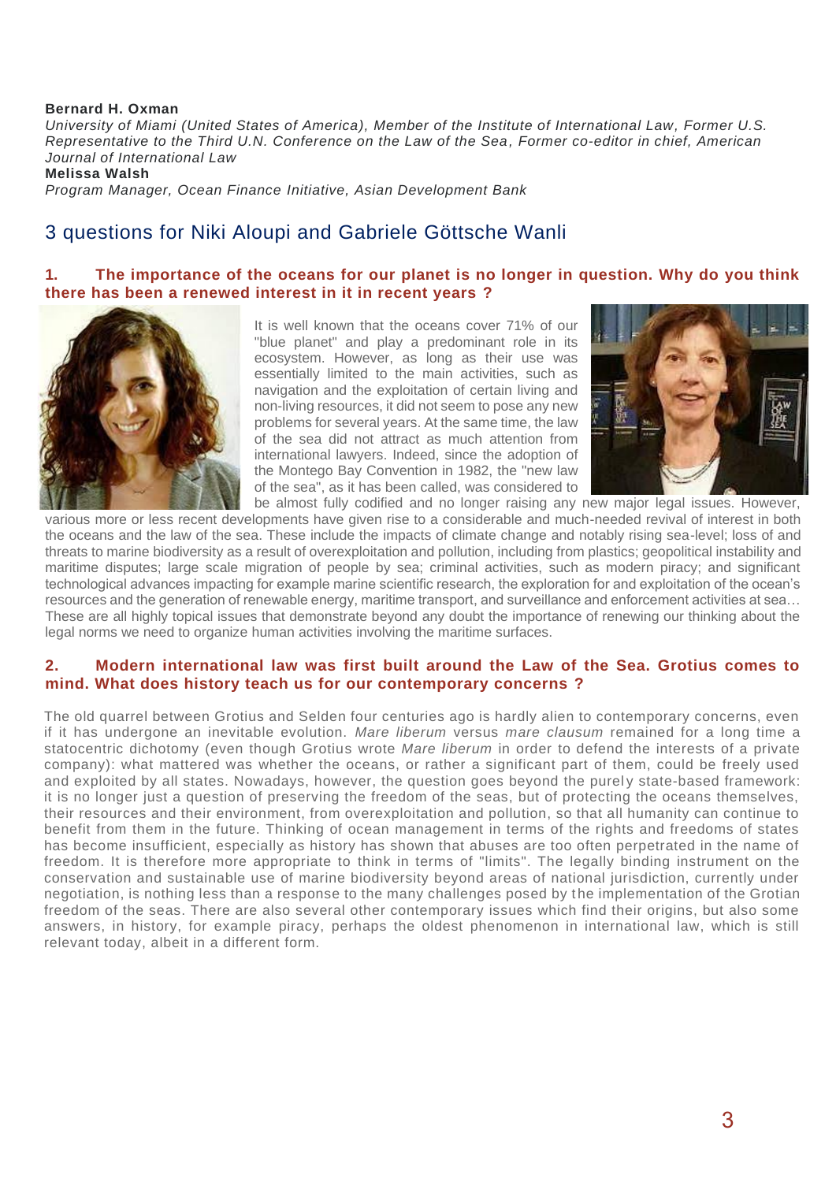**Bernard H. Oxman**

*University of Miami (United States of America), Member of the Institute of International Law, Former U.S. Representative to the Third U.N. Conference on the Law of the Sea, Former co-editor in chief, American Journal of International Law*

**Melissa Walsh**

*Program Manager, Ocean Finance Initiative, Asian Development Bank*

## 3 questions for Niki Aloupi and Gabriele Göttsche Wanli

### 1. The importance of the oceans for our planet is no longer in question. Why do you think there has been a renewed interest in it in recent years ?

It is well known that the oceans cover 71% of our "blue planet" and play a predominant role in its ecosystem. However, as long as their use was essentially limited to the main activities, such as navigation and the exploitation of certain living and non-living resources, it did not seem to pose any new problems for several years. At the same time, the law of the sea did not attract as much attention from international lawyers. Indeed, since the adoption of the Montego Bay Convention in 1982, the "new law of the sea", as it has been called, was considered to be almost fully codified and no longer raising any new major legal issues. However, various more or less recent developments have given rise to a considerable and much-needed revival of interest in both the oceans and the law of the sea. These include the impacts of climate change and notably rising sea-level; loss of and threats to marine biodiversity as a result of overexploitation and pollution, including from plastics; geopolitical instability and maritime disputes; large scale migration of people by sea; criminal activities, such as modern piracy; and significant technological advances impacting for example marine scientific research, the exploration for and exploitation of the ocean's resources and the generation of renewable energy, maritime transport, and surveillance and enforcement activities at sea… These are all highly topical issues that demonstrate beyond any doubt the importance of renewing our thinking about the legal norms we need to organize human activities involving the maritime surfaces.

### 2. Modern international law was first built around the Law of the Sea. Grotius comes to mind. What does history teach us for our contemporary concerns ?

The old quarrel between Grotius and Selden four centuries ago is hardly alien to contemporary concerns, even if it has undergone an inevitable evolution. *Mare liberum* versus *mare clausum* remained for a long time a statocentric dichotomy (even though Grotius wrote *Mare liberum* in order to defend the interests of a private company): what mattered was whether the oceans, or rather a significant part of them, could be freely used and exploited by all states. Nowadays, however, the question goes beyond the purely state-based framework: it is no longer just a question of preserving the freedom of the seas, but of protecting the oceans themselves, their resources and their environment, from overexploitation and pollution, so that all humanity can continue to benefit from them in the future. Thinking of ocean management in terms of the rights and freedoms of states has become insufficient, especially as history has shown that abuses are too often perpetrated in the name of freedom. It is therefore more appropriate to think in terms of "limits". The legally binding instrument on the conservation and sustainable use of marine biodiversity beyond areas of national jurisdiction, currently under negotiation, is nothing less than a response to the many challenges posed by the implementation of the Grotian freedom of the seas. There are also several other contemporary issues which find their origins, but also some answers, in history, for example piracy, perhaps the oldest phenomenon in international law, which is still relevant today, albeit in a different form.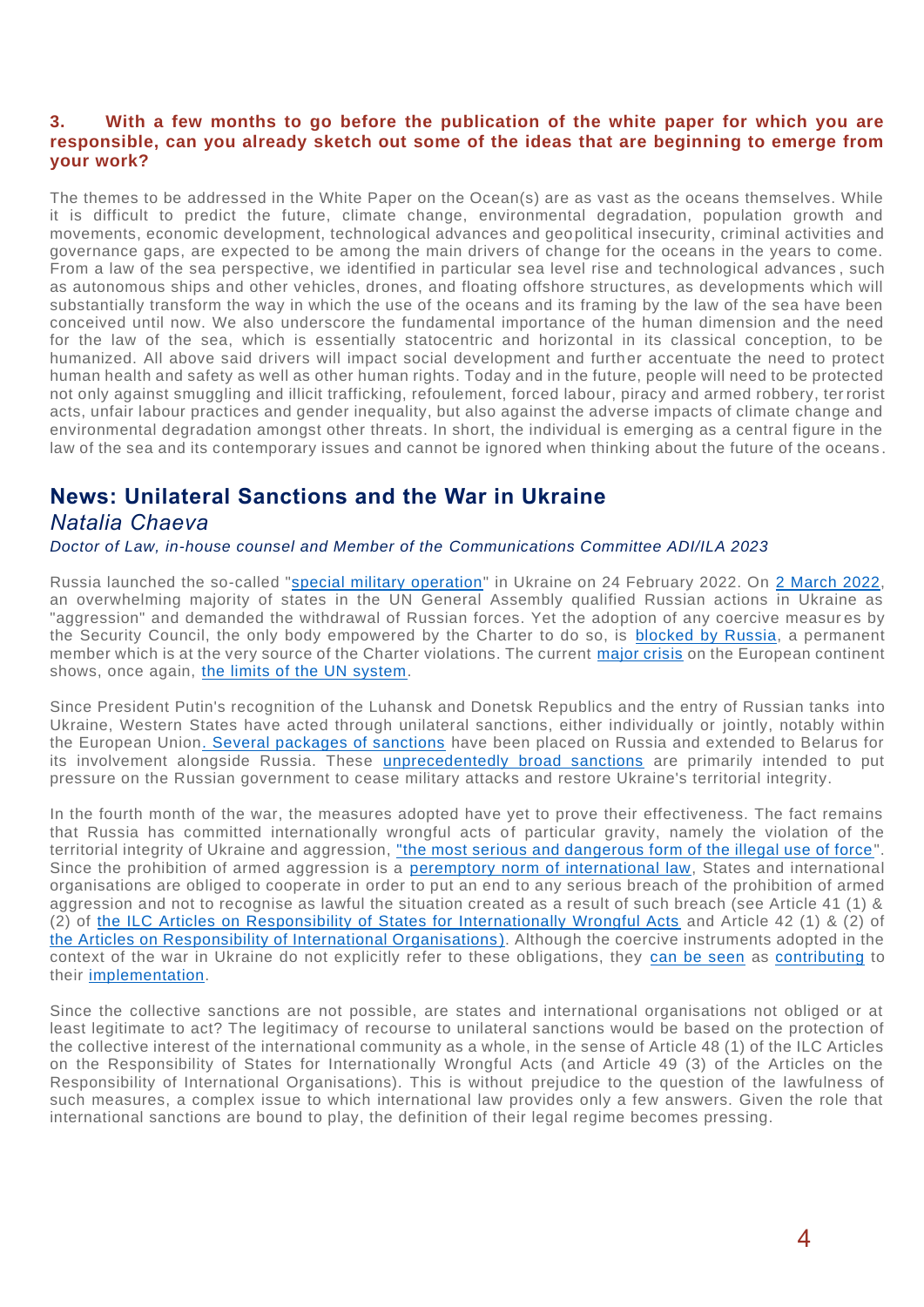**3. With a few months to go before the publication of the white paper for which you are responsible, can you already sketch out some of the ideas that are beginning to emerge from your work?**

The themes to be addressed in the White Paper on the Ocean(s) are as vast as the oceans themselves. While it is difficult to predict the future, climate change, environmental degradation, population growth and movements, economic development, technological advances and geopolitical insecurity, criminal activities and governance gaps, are expected to be among the main drivers of change for the oceans in the years to come. From a law of the sea perspective, we identified in particular sea level rise and technological advances, such as autonomous ships and other vehicles, drones, and floating offshore structures, as developments which will substantially transform the way in which the use of the oceans and its framing by the law of the sea have been conceived until now. We also underscore the fundamental importance of the human dimension and the need for the law of the sea, which is essentially statocentric and horizontal in its classical conception, to be humanized. All above said drivers will impact social development and further accentuate the need to protect human health and safety as well as other human rights. Today and in the future, people will need to be protected not only against smuggling and illicit trafficking, refoulement, forced labour, piracy and armed robbery, terrorist acts, unfair labour practices and gender inequality, but also against the adverse impacts of climate change and environmental degradation amongst other threats. In short, the individual is emerging as a central figure in the law of the sea and its contemporary issues and cannot be ignored when thinking about the future of the oceans.

## News: Unilateral Sanctions and the War in Ukraine

### *Natalia Chaeva*

*Doctor of Law, in-house counsel and Member of the Communications Committee ADI/ILA 2023*

Russia launched the so-called "special military operation" in Ukraine on 24 February 2022. On 2 March 2022, an overwhelming majority of states in the UN General Assembly qualified Russian actions in Ukraine as "aggression" and demanded the withdrawal of Russian forces. Yet the adoption of any coercive measures by the Security Council, the only body empowered by the Charter to do so, is blocked by Russia, a permanent member which is at the very source of the Charter violations. The current major crisis on the European continent shows, once again, the limits of the UN system.

Since President Putin's recognition of the Luhansk and Donetsk Republics and the entry of Russian tanks into Ukraine, Western States have acted through unilateral sanctions, either individually or jointly, notably within the European Union. Several packages of sanctions have been placed on Russia and extended to Belarus for its involvement alongside Russia. These unprecedentedly broad sanctions are primarily intended to put pressure on the Russian government to cease military attacks and restore Ukraine's territorial integrity.

In the fourth month of the war, the measures adopted have yet to prove their effectiveness. The fact remains that Russia has committed internationally wrongful acts of particular gravity, namely the violation of the territorial integrity of Ukraine and aggression, "the most serious and dangerous form of the illegal use of force". Since the prohibition of armed aggression is a peremptory norm of international law, States and international organisations are obliged to cooperate in order to put an end to any serious breach of the prohibition of armed aggression and not to recognise as lawful the situation created as a result of such breach (see Article 41 (1) & (2) of the ILC Articles on Responsibility of States for Internationally Wrongful Acts and Article 42 (1) & (2) of the Articles on Responsibility of International Organisations). Although the coercive instruments adopted in the context of the war in Ukraine do not explicitly refer to these obligations, they can be seen as contributing to their implementation.

Since the collective sanctions are not possible, are states and international organisations not obliged or at least legitimate to act? The legitimacy of recourse to unilateral sanctions would be based on the protection of the collective interest of the international community as a whole, in the sense of Article 48 (1) of the ILC Articles on the Responsibility of States for Internationally Wrongful Acts (and Article 49 (3) of the Articles on the Responsibility of International Organisations). This is without prejudice to the question of the lawfulness of such measures, a complex issue to which international law provides only a few answers. Given the role that international sanctions are bound to play, the definition of their legal regime becomes pressing.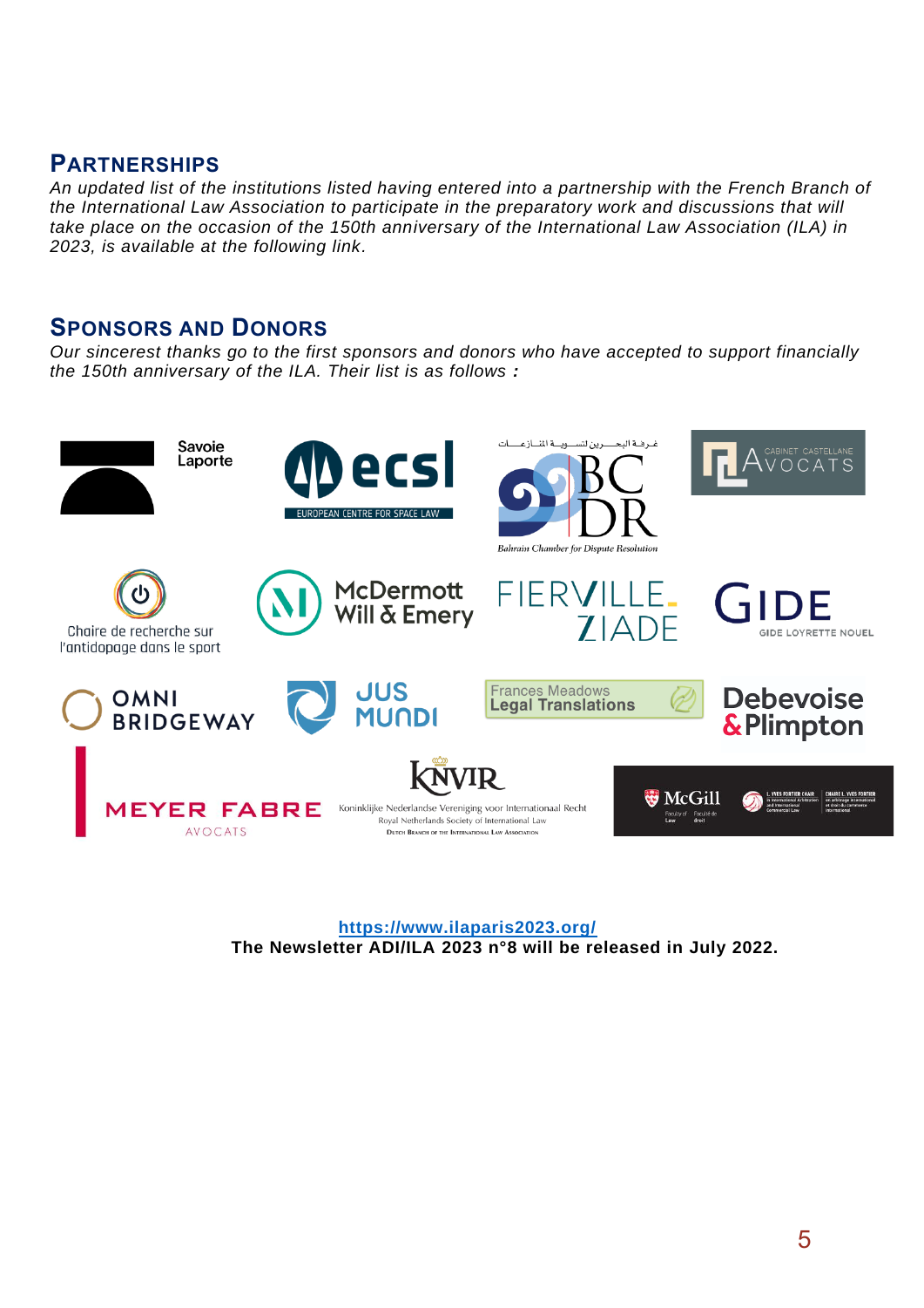## PARTNERSHIPS

*An updated list of the institutions listed having entered into a partnership with the French Branch of the International Law Association to participate in the preparatory work and discussions that will take place on the occasion of the 150th anniversary of the International Law Association (ILA) in 2023, is available at the following link.*

## SPONSORS AND DONORS

*Our sincerest thanks go to the first sponsors and donors who have accepted to support financially the 150th anniversary of the ILA. Their list is as follows :*

Savoie Laporte

ecsl EUROPEAN CENTRE FOR SPACE LAW

غرفة البحرين لتسوية المنازعات BCDR Bahrain Chamber for Dispute Resolution

CABINET CASTELLANE AVOCATS

Chaire de recherche sur l'antidopage dans le sport

McDermott Will & Emery

FIERVILLE ZIADE

GIDE GIDE LOYRETTE NOUEL

OMNI BRIDGEWAY

JUS MUNDI

Frances Meadows Legal Translations

Debevoise & Plimpton

MEYER FABRE AVOCATS

KNVIR Koninklijke Nederlandse Vereniging voor Internationaal Recht Royal Netherlands Society of International Law Dutch Branch of the International Law Association

McGill Faculty of Law Faculté de droit

**https://www.ilaparis2023.org/**

**The Newsletter ADI/ILA 2023 n°8 will be released in July 2022.**